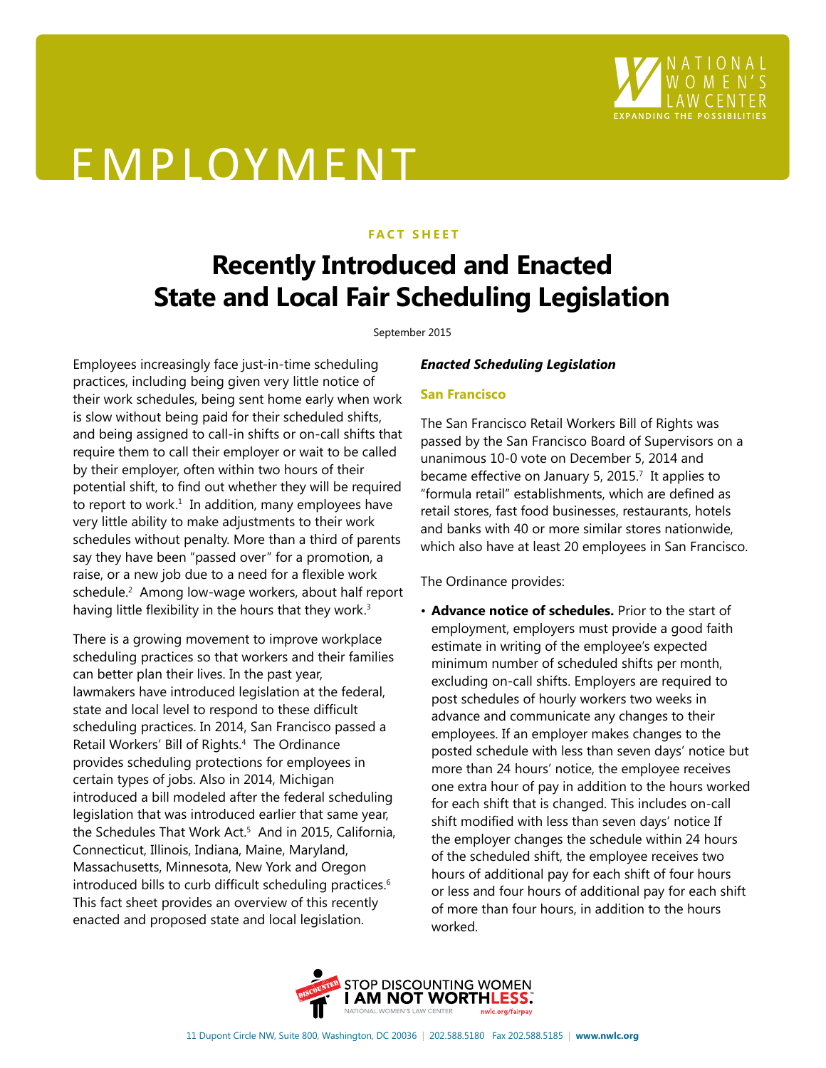# EMPLOYMENT

**FACT SHEET**

# Recently Introduced and Enacted State and Local Fair Scheduling Legislation

September 2015

Employees increasingly face just-in-time scheduling practices, including being given very little notice of their work schedules, being sent home early when work is slow without being paid for their scheduled shifts, and being assigned to call-in shifts or on-call shifts that require them to call their employer or wait to be called by their employer, often within two hours of their potential shift, to find out whether they will be required to report to work.[1] In addition, many employees have very little ability to make adjustments to their work schedules without penalty. More than a third of parents say they have been "passed over" for a promotion, a raise, or a new job due to a need for a flexible work schedule.[2] Among low-wage workers, about half report having little flexibility in the hours that they work.[3]

There is a growing movement to improve workplace scheduling practices so that workers and their families can better plan their lives. In the past year, lawmakers have introduced legislation at the federal, state and local level to respond to these difficult scheduling practices. In 2014, San Francisco passed a Retail Workers' Bill of Rights.[4] The Ordinance provides scheduling protections for employees in certain types of jobs. Also in 2014, Michigan introduced a bill modeled after the federal scheduling legislation that was introduced earlier that same year, the Schedules That Work Act.[5] And in 2015, California, Connecticut, Illinois, Indiana, Maine, Maryland, Massachusetts, Minnesota, New York and Oregon introduced bills to curb difficult scheduling practices.[6] This fact sheet provides an overview of this recently enacted and proposed state and local legislation.

## *Enacted Scheduling Legislation*

### San Francisco

The San Francisco Retail Workers Bill of Rights was passed by the San Francisco Board of Supervisors on a unanimous 10-0 vote on December 5, 2014 and became effective on January 5, 2015.[7] It applies to "formula retail" establishments, which are defined as retail stores, fast food businesses, restaurants, hotels and banks with 40 or more similar stores nationwide, which also have at least 20 employees in San Francisco.

The Ordinance provides:

- **Advance notice of schedules.** Prior to the start of employment, employers must provide a good faith estimate in writing of the employee's expected minimum number of scheduled shifts per month, excluding on-call shifts. Employers are required to post schedules of hourly workers two weeks in advance and communicate any changes to their employees. If an employer makes changes to the posted schedule with less than seven days' notice but more than 24 hours' notice, the employee receives one extra hour of pay in addition to the hours worked for each shift that is changed. This includes on-call shift modified with less than seven days' notice If the employer changes the schedule within 24 hours of the scheduled shift, the employee receives two hours of additional pay for each shift of four hours or less and four hours of additional pay for each shift of more than four hours, in addition to the hours worked.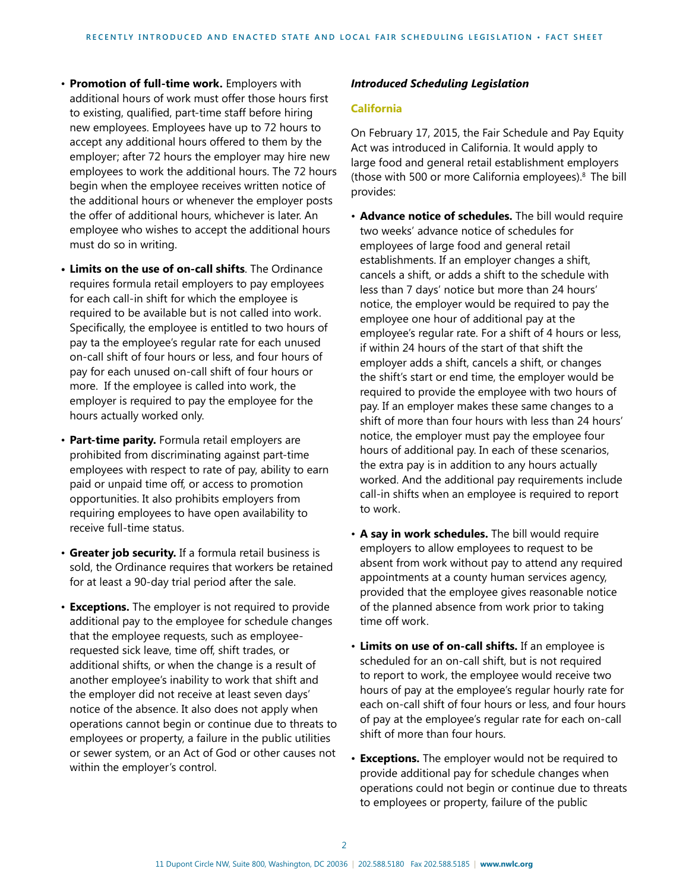- **Promotion of full-time work.** Employers with additional hours of work must offer those hours first to existing, qualified, part-time staff before hiring new employees. Employees have up to 72 hours to accept any additional hours offered to them by the employer; after 72 hours the employer may hire new employees to work the additional hours. The 72 hours begin when the employee receives written notice of the additional hours or whenever the employer posts the offer of additional hours, whichever is later. An employee who wishes to accept the additional hours must do so in writing.
- **Limits on the use of on-call shifts**. The Ordinance requires formula retail employers to pay employees for each call-in shift for which the employee is required to be available but is not called into work. Specifically, the employee is entitled to two hours of pay ta the employee's regular rate for each unused on-call shift of four hours or less, and four hours of pay for each unused on-call shift of four hours or more. If the employee is called into work, the employer is required to pay the employee for the hours actually worked only.
- **Part-time parity.** Formula retail employers are prohibited from discriminating against part-time employees with respect to rate of pay, ability to earn paid or unpaid time off, or access to promotion opportunities. It also prohibits employers from requiring employees to have open availability to receive full-time status.
- **Greater job security.** If a formula retail business is sold, the Ordinance requires that workers be retained for at least a 90-day trial period after the sale.
- **Exceptions.** The employer is not required to provide additional pay to the employee for schedule changes that the employee requests, such as employee-requested sick leave, time off, shift trades, or additional shifts, or when the change is a result of another employee's inability to work that shift and the employer did not receive at least seven days' notice of the absence. It also does not apply when operations cannot begin or continue due to threats to employees or property, a failure in the public utilities or sewer system, or an Act of God or other causes not within the employer's control.

### *Introduced Scheduling Legislation*

#### California

On February 17, 2015, the Fair Schedule and Pay Equity Act was introduced in California. It would apply to large food and general retail establishment employers (those with 500 or more California employees).[8] The bill provides:

- **Advance notice of schedules.** The bill would require two weeks' advance notice of schedules for employees of large food and general retail establishments. If an employer changes a shift, cancels a shift, or adds a shift to the schedule with less than 7 days' notice but more than 24 hours' notice, the employer would be required to pay the employee one hour of additional pay at the employee's regular rate. For a shift of 4 hours or less, if within 24 hours of the start of that shift the employer adds a shift, cancels a shift, or changes the shift's start or end time, the employer would be required to provide the employee with two hours of pay. If an employer makes these same changes to a shift of more than four hours with less than 24 hours' notice, the employer must pay the employee four hours of additional pay. In each of these scenarios, the extra pay is in addition to any hours actually worked. And the additional pay requirements include call-in shifts when an employee is required to report to work.
- **A say in work schedules.** The bill would require employers to allow employees to request to be absent from work without pay to attend any required appointments at a county human services agency, provided that the employee gives reasonable notice of the planned absence from work prior to taking time off work.
- **Limits on use of on-call shifts.** If an employee is scheduled for an on-call shift, but is not required to report to work, the employee would receive two hours of pay at the employee's regular hourly rate for each on-call shift of four hours or less, and four hours of pay at the employee's regular rate for each on-call shift of more than four hours.
- **Exceptions.** The employer would not be required to provide additional pay for schedule changes when operations could not begin or continue due to threats to employees or property, failure of the public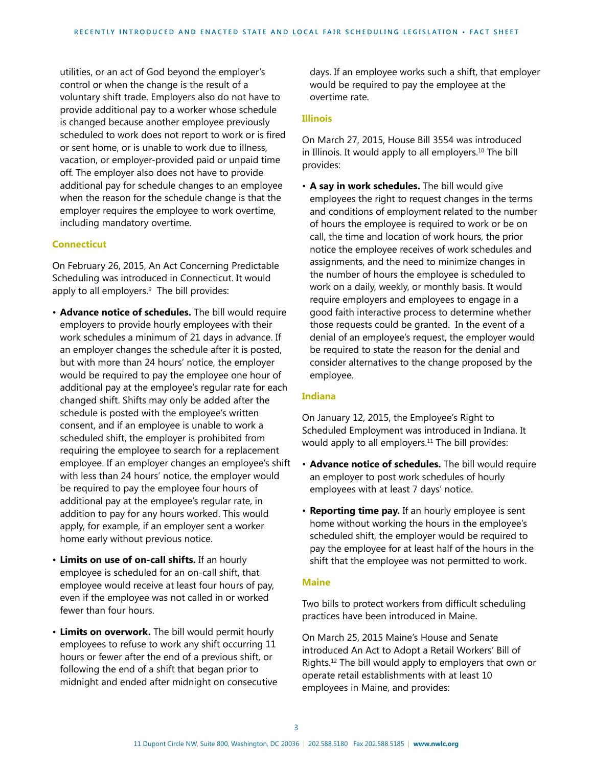utilities, or an act of God beyond the employer's control or when the change is the result of a voluntary shift trade. Employers also do not have to provide additional pay to a worker whose schedule is changed because another employee previously scheduled to work does not report to work or is fired or sent home, or is unable to work due to illness, vacation, or employer-provided paid or unpaid time off. The employer also does not have to provide additional pay for schedule changes to an employee when the reason for the schedule change is that the employer requires the employee to work overtime, including mandatory overtime.

### Connecticut

On February 26, 2015, An Act Concerning Predictable Scheduling was introduced in Connecticut. It would apply to all employers.[9] The bill provides:

- **Advance notice of schedules.** The bill would require employers to provide hourly employees with their work schedules a minimum of 21 days in advance. If an employer changes the schedule after it is posted, but with more than 24 hours' notice, the employer would be required to pay the employee one hour of additional pay at the employee's regular rate for each changed shift. Shifts may only be added after the schedule is posted with the employee's written consent, and if an employee is unable to work a scheduled shift, the employer is prohibited from requiring the employee to search for a replacement employee. If an employer changes an employee's shift with less than 24 hours' notice, the employer would be required to pay the employee four hours of additional pay at the employee's regular rate, in addition to pay for any hours worked. This would apply, for example, if an employer sent a worker home early without previous notice.
- **Limits on use of on-call shifts.** If an hourly employee is scheduled for an on-call shift, that employee would receive at least four hours of pay, even if the employee was not called in or worked fewer than four hours.
- **Limits on overwork.** The bill would permit hourly employees to refuse to work any shift occurring 11 hours or fewer after the end of a previous shift, or following the end of a shift that began prior to midnight and ended after midnight on consecutive days. If an employee works such a shift, that employer would be required to pay the employee at the overtime rate.

### Illinois

On March 27, 2015, House Bill 3554 was introduced in Illinois. It would apply to all employers.[10] The bill provides:

- **A say in work schedules.** The bill would give employees the right to request changes in the terms and conditions of employment related to the number of hours the employee is required to work or be on call, the time and location of work hours, the prior notice the employee receives of work schedules and assignments, and the need to minimize changes in the number of hours the employee is scheduled to work on a daily, weekly, or monthly basis. It would require employers and employees to engage in a good faith interactive process to determine whether those requests could be granted. In the event of a denial of an employee's request, the employer would be required to state the reason for the denial and consider alternatives to the change proposed by the employee.

### Indiana

On January 12, 2015, the Employee's Right to Scheduled Employment was introduced in Indiana. It would apply to all employers.[11] The bill provides:

- **Advance notice of schedules.** The bill would require an employer to post work schedules of hourly employees with at least 7 days' notice.
- **Reporting time pay.** If an hourly employee is sent home without working the hours in the employee's scheduled shift, the employer would be required to pay the employee for at least half of the hours in the shift that the employee was not permitted to work.

### Maine

Two bills to protect workers from difficult scheduling practices have been introduced in Maine.

On March 25, 2015 Maine's House and Senate introduced An Act to Adopt a Retail Workers' Bill of Rights.[12] The bill would apply to employers that own or operate retail establishments with at least 10 employees in Maine, and provides: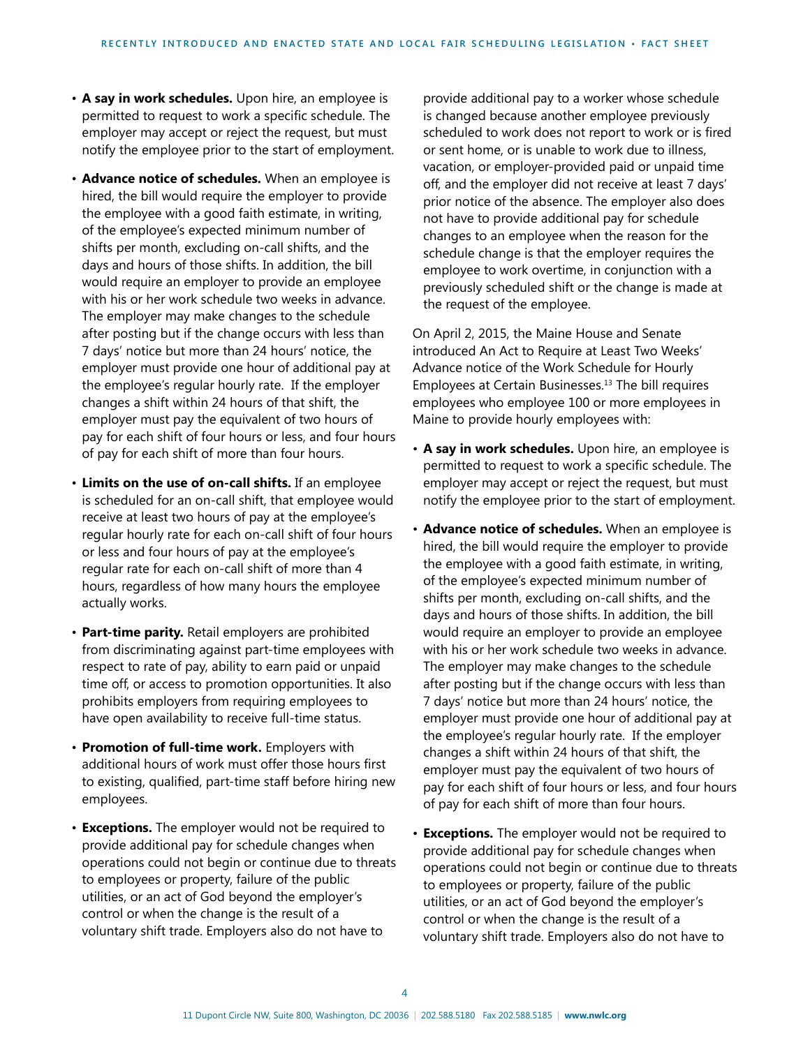- **A say in work schedules.** Upon hire, an employee is permitted to request to work a specific schedule. The employer may accept or reject the request, but must notify the employee prior to the start of employment.
- **Advance notice of schedules.** When an employee is hired, the bill would require the employer to provide the employee with a good faith estimate, in writing, of the employee's expected minimum number of shifts per month, excluding on-call shifts, and the days and hours of those shifts. In addition, the bill would require an employer to provide an employee with his or her work schedule two weeks in advance. The employer may make changes to the schedule after posting but if the change occurs with less than 7 days' notice but more than 24 hours' notice, the employer must provide one hour of additional pay at the employee's regular hourly rate. If the employer changes a shift within 24 hours of that shift, the employer must pay the equivalent of two hours of pay for each shift of four hours or less, and four hours of pay for each shift of more than four hours.
- **Limits on the use of on-call shifts.** If an employee is scheduled for an on-call shift, that employee would receive at least two hours of pay at the employee's regular hourly rate for each on-call shift of four hours or less and four hours of pay at the employee's regular rate for each on-call shift of more than 4 hours, regardless of how many hours the employee actually works.
- **Part-time parity.** Retail employers are prohibited from discriminating against part-time employees with respect to rate of pay, ability to earn paid or unpaid time off, or access to promotion opportunities. It also prohibits employers from requiring employees to have open availability to receive full-time status.
- **Promotion of full-time work.** Employers with additional hours of work must offer those hours first to existing, qualified, part-time staff before hiring new employees.
- **Exceptions.** The employer would not be required to provide additional pay for schedule changes when operations could not begin or continue due to threats to employees or property, failure of the public utilities, or an act of God beyond the employer's control or when the change is the result of a voluntary shift trade. Employers also do not have to provide additional pay to a worker whose schedule is changed because another employee previously scheduled to work does not report to work or is fired or sent home, or is unable to work due to illness, vacation, or employer-provided paid or unpaid time off, and the employer did not receive at least 7 days' prior notice of the absence. The employer also does not have to provide additional pay for schedule changes to an employee when the reason for the schedule change is that the employer requires the employee to work overtime, in conjunction with a previously scheduled shift or the change is made at the request of the employee.

On April 2, 2015, the Maine House and Senate introduced An Act to Require at Least Two Weeks' Advance notice of the Work Schedule for Hourly Employees at Certain Businesses.[13] The bill requires employees who employee 100 or more employees in Maine to provide hourly employees with:

- **A say in work schedules.** Upon hire, an employee is permitted to request to work a specific schedule. The employer may accept or reject the request, but must notify the employee prior to the start of employment.
- **Advance notice of schedules.** When an employee is hired, the bill would require the employer to provide the employee with a good faith estimate, in writing, of the employee's expected minimum number of shifts per month, excluding on-call shifts, and the days and hours of those shifts. In addition, the bill would require an employer to provide an employee with his or her work schedule two weeks in advance. The employer may make changes to the schedule after posting but if the change occurs with less than 7 days' notice but more than 24 hours' notice, the employer must provide one hour of additional pay at the employee's regular hourly rate. If the employer changes a shift within 24 hours of that shift, the employer must pay the equivalent of two hours of pay for each shift of four hours or less, and four hours of pay for each shift of more than four hours.
- **Exceptions.** The employer would not be required to provide additional pay for schedule changes when operations could not begin or continue due to threats to employees or property, failure of the public utilities, or an act of God beyond the employer's control or when the change is the result of a voluntary shift trade. Employers also do not have to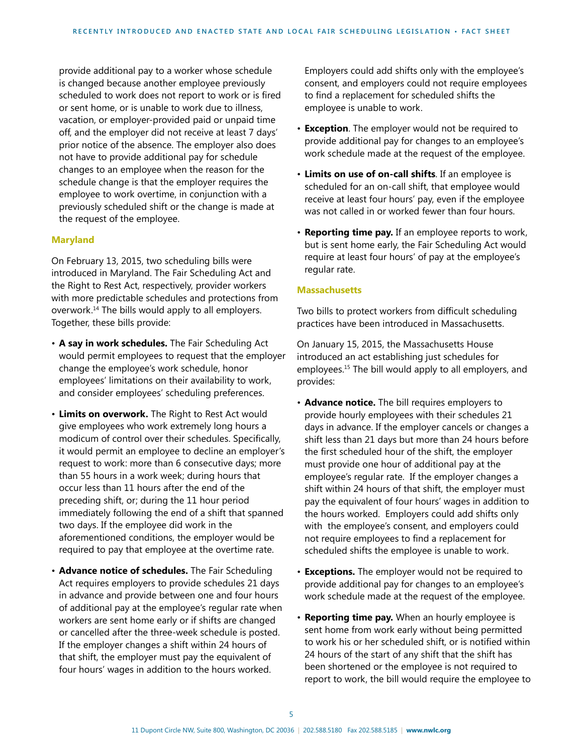provide additional pay to a worker whose schedule is changed because another employee previously scheduled to work does not report to work or is fired or sent home, or is unable to work due to illness, vacation, or employer-provided paid or unpaid time off, and the employer did not receive at least 7 days' prior notice of the absence. The employer also does not have to provide additional pay for schedule changes to an employee when the reason for the schedule change is that the employer requires the employee to work overtime, in conjunction with a previously scheduled shift or the change is made at the request of the employee.

### Maryland

On February 13, 2015, two scheduling bills were introduced in Maryland. The Fair Scheduling Act and the Right to Rest Act, respectively, provider workers with more predictable schedules and protections from overwork.[14] The bills would apply to all employers. Together, these bills provide:

- **A say in work schedules.** The Fair Scheduling Act would permit employees to request that the employer change the employee's work schedule, honor employees' limitations on their availability to work, and consider employees' scheduling preferences.
- **Limits on overwork.** The Right to Rest Act would give employees who work extremely long hours a modicum of control over their schedules. Specifically, it would permit an employee to decline an employer's request to work: more than 6 consecutive days; more than 55 hours in a work week; during hours that occur less than 11 hours after the end of the preceding shift, or; during the 11 hour period immediately following the end of a shift that spanned two days. If the employee did work in the aforementioned conditions, the employer would be required to pay that employee at the overtime rate.
- **Advance notice of schedules.** The Fair Scheduling Act requires employers to provide schedules 21 days in advance and provide between one and four hours of additional pay at the employee's regular rate when workers are sent home early or if shifts are changed or cancelled after the three-week schedule is posted. If the employer changes a shift within 24 hours of that shift, the employer must pay the equivalent of four hours' wages in addition to the hours worked. Employers could add shifts only with the employee's consent, and employers could not require employees to find a replacement for scheduled shifts the employee is unable to work.
- **Exception**. The employer would not be required to provide additional pay for changes to an employee's work schedule made at the request of the employee.
- **Limits on use of on-call shifts**. If an employee is scheduled for an on-call shift, that employee would receive at least four hours' pay, even if the employee was not called in or worked fewer than four hours.
- **Reporting time pay.** If an employee reports to work, but is sent home early, the Fair Scheduling Act would require at least four hours' of pay at the employee's regular rate.

### Massachusetts

Two bills to protect workers from difficult scheduling practices have been introduced in Massachusetts.

On January 15, 2015, the Massachusetts House introduced an act establishing just schedules for employees.[15] The bill would apply to all employers, and provides:

- **Advance notice.** The bill requires employers to provide hourly employees with their schedules 21 days in advance. If the employer cancels or changes a shift less than 21 days but more than 24 hours before the first scheduled hour of the shift, the employer must provide one hour of additional pay at the employee's regular rate. If the employer changes a shift within 24 hours of that shift, the employer must pay the equivalent of four hours' wages in addition to the hours worked. Employers could add shifts only with the employee's consent, and employers could not require employees to find a replacement for scheduled shifts the employee is unable to work.
- **Exceptions.** The employer would not be required to provide additional pay for changes to an employee's work schedule made at the request of the employee.
- **Reporting time pay.** When an hourly employee is sent home from work early without being permitted to work his or her scheduled shift, or is notified within 24 hours of the start of any shift that the shift has been shortened or the employee is not required to report to work, the bill would require the employee to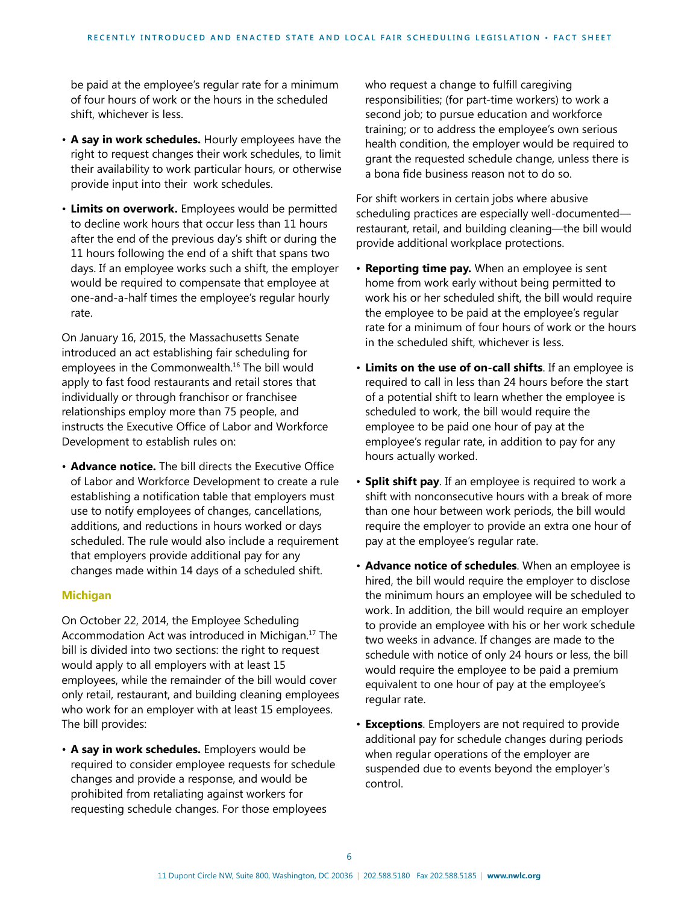be paid at the employee's regular rate for a minimum of four hours of work or the hours in the scheduled shift, whichever is less.

- **A say in work schedules.** Hourly employees have the right to request changes their work schedules, to limit their availability to work particular hours, or otherwise provide input into their work schedules.
- **Limits on overwork.** Employees would be permitted to decline work hours that occur less than 11 hours after the end of the previous day's shift or during the 11 hours following the end of a shift that spans two days. If an employee works such a shift, the employer would be required to compensate that employee at one-and-a-half times the employee's regular hourly rate.

On January 16, 2015, the Massachusetts Senate introduced an act establishing fair scheduling for employees in the Commonwealth.[16] The bill would apply to fast food restaurants and retail stores that individually or through franchisor or franchisee relationships employ more than 75 people, and instructs the Executive Office of Labor and Workforce Development to establish rules on:

- **Advance notice.** The bill directs the Executive Office of Labor and Workforce Development to create a rule establishing a notification table that employers must use to notify employees of changes, cancellations, additions, and reductions in hours worked or days scheduled. The rule would also include a requirement that employers provide additional pay for any changes made within 14 days of a scheduled shift.

### Michigan

On October 22, 2014, the Employee Scheduling Accommodation Act was introduced in Michigan.[17] The bill is divided into two sections: the right to request would apply to all employers with at least 15 employees, while the remainder of the bill would cover only retail, restaurant, and building cleaning employees who work for an employer with at least 15 employees. The bill provides:

- **A say in work schedules.** Employers would be required to consider employee requests for schedule changes and provide a response, and would be prohibited from retaliating against workers for requesting schedule changes. For those employees who request a change to fulfill caregiving responsibilities; (for part-time workers) to work a second job; to pursue education and workforce training; or to address the employee's own serious health condition, the employer would be required to grant the requested schedule change, unless there is a bona fide business reason not to do so.

For shift workers in certain jobs where abusive scheduling practices are especially well-documented—restaurant, retail, and building cleaning—the bill would provide additional workplace protections.

- **Reporting time pay.** When an employee is sent home from work early without being permitted to work his or her scheduled shift, the bill would require the employee to be paid at the employee's regular rate for a minimum of four hours of work or the hours in the scheduled shift, whichever is less.
- **Limits on the use of on-call shifts**. If an employee is required to call in less than 24 hours before the start of a potential shift to learn whether the employee is scheduled to work, the bill would require the employee to be paid one hour of pay at the employee's regular rate, in addition to pay for any hours actually worked.
- **Split shift pay**. If an employee is required to work a shift with nonconsecutive hours with a break of more than one hour between work periods, the bill would require the employer to provide an extra one hour of pay at the employee's regular rate.
- **Advance notice of schedules**. When an employee is hired, the bill would require the employer to disclose the minimum hours an employee will be scheduled to work. In addition, the bill would require an employer to provide an employee with his or her work schedule two weeks in advance. If changes are made to the schedule with notice of only 24 hours or less, the bill would require the employee to be paid a premium equivalent to one hour of pay at the employee's regular rate.
- **Exceptions**. Employers are not required to provide additional pay for schedule changes during periods when regular operations of the employer are suspended due to events beyond the employer's control.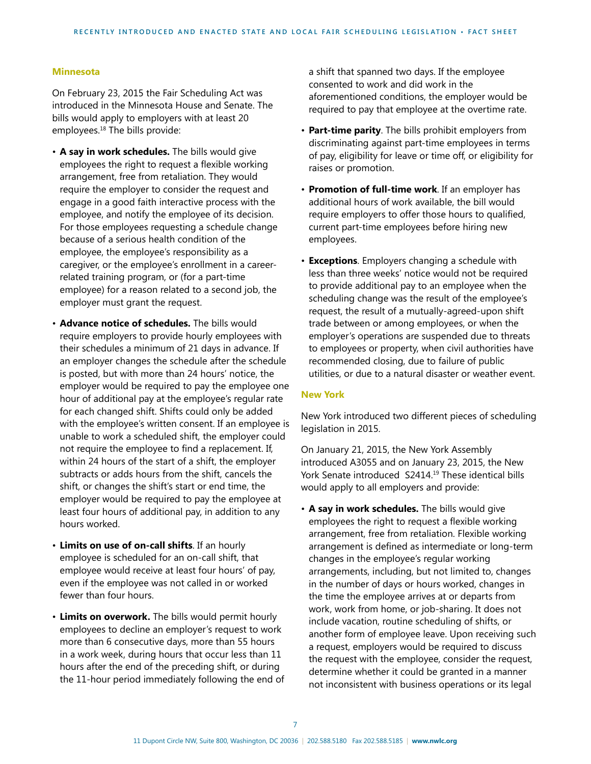### Minnesota

On February 23, 2015 the Fair Scheduling Act was introduced in the Minnesota House and Senate. The bills would apply to employers with at least 20 employees.[18] The bills provide:

- **A say in work schedules.** The bills would give employees the right to request a flexible working arrangement, free from retaliation. They would require the employer to consider the request and engage in a good faith interactive process with the employee, and notify the employee of its decision. For those employees requesting a schedule change because of a serious health condition of the employee, the employee's responsibility as a caregiver, or the employee's enrollment in a career-related training program, or (for a part-time employee) for a reason related to a second job, the employer must grant the request.
- **Advance notice of schedules.** The bills would require employers to provide hourly employees with their schedules a minimum of 21 days in advance. If an employer changes the schedule after the schedule is posted, but with more than 24 hours' notice, the employer would be required to pay the employee one hour of additional pay at the employee's regular rate for each changed shift. Shifts could only be added with the employee's written consent. If an employee is unable to work a scheduled shift, the employer could not require the employee to find a replacement. If, within 24 hours of the start of a shift, the employer subtracts or adds hours from the shift, cancels the shift, or changes the shift's start or end time, the employer would be required to pay the employee at least four hours of additional pay, in addition to any hours worked.
- **Limits on use of on-call shifts**. If an hourly employee is scheduled for an on-call shift, that employee would receive at least four hours' of pay, even if the employee was not called in or worked fewer than four hours.
- **Limits on overwork.** The bills would permit hourly employees to decline an employer's request to work more than 6 consecutive days, more than 55 hours in a work week, during hours that occur less than 11 hours after the end of the preceding shift, or during the 11-hour period immediately following the end of a shift that spanned two days. If the employee consented to work and did work in the aforementioned conditions, the employer would be required to pay that employee at the overtime rate.
- **Part-time parity**. The bills prohibit employers from discriminating against part-time employees in terms of pay, eligibility for leave or time off, or eligibility for raises or promotion.
- **Promotion of full-time work**. If an employer has additional hours of work available, the bill would require employers to offer those hours to qualified, current part-time employees before hiring new employees.
- **Exceptions**. Employers changing a schedule with less than three weeks' notice would not be required to provide additional pay to an employee when the scheduling change was the result of the employee's request, the result of a mutually-agreed-upon shift trade between or among employees, or when the employer's operations are suspended due to threats to employees or property, when civil authorities have recommended closing, due to failure of public utilities, or due to a natural disaster or weather event.

### New York

New York introduced two different pieces of scheduling legislation in 2015.

On January 21, 2015, the New York Assembly introduced A3055 and on January 23, 2015, the New York Senate introduced S2414.[19] These identical bills would apply to all employers and provide:

- **A say in work schedules.** The bills would give employees the right to request a flexible working arrangement, free from retaliation. Flexible working arrangement is defined as intermediate or long-term changes in the employee's regular working arrangements, including, but not limited to, changes in the number of days or hours worked, changes in the time the employee arrives at or departs from work, work from home, or job-sharing. It does not include vacation, routine scheduling of shifts, or another form of employee leave. Upon receiving such a request, employers would be required to discuss the request with the employee, consider the request, determine whether it could be granted in a manner not inconsistent with business operations or its legal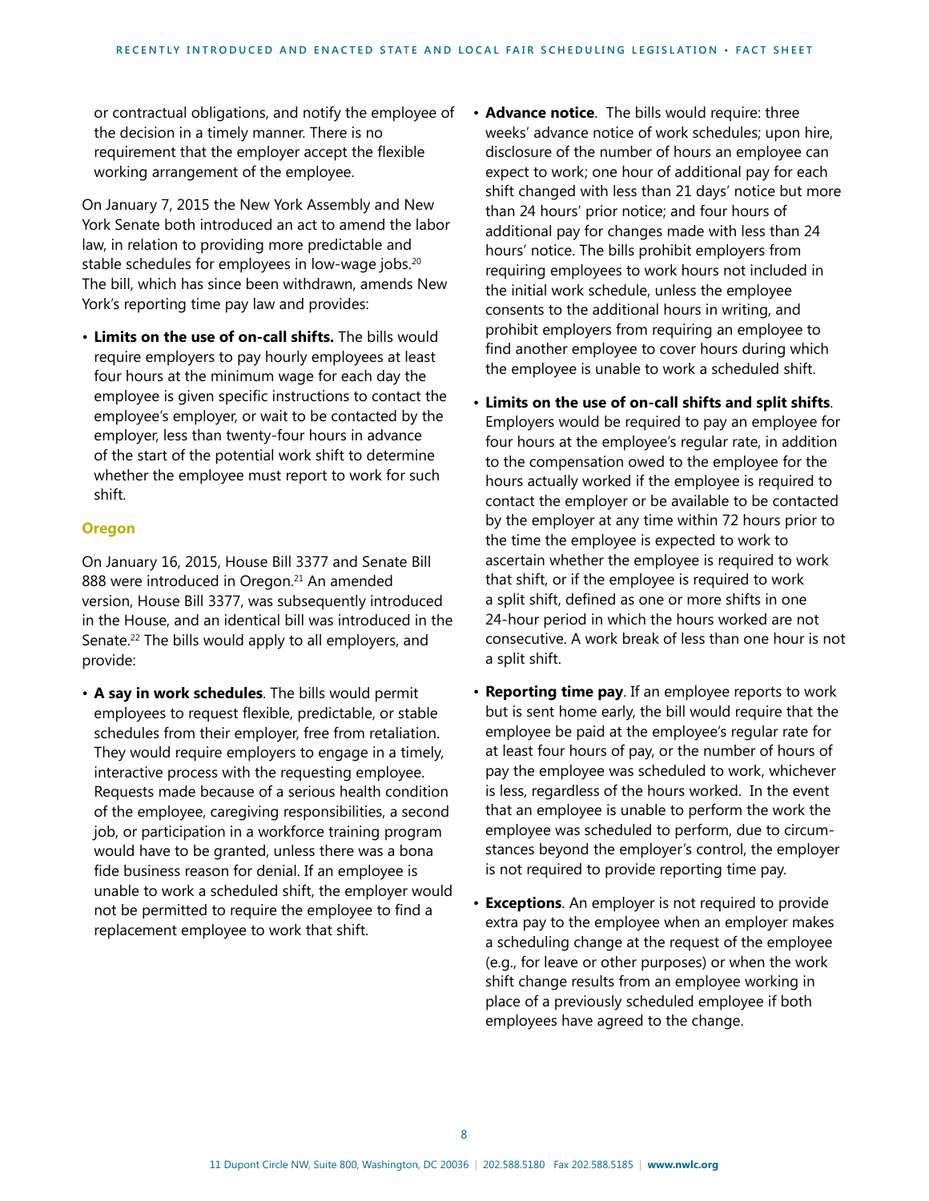or contractual obligations, and notify the employee of the decision in a timely manner. There is no requirement that the employer accept the flexible working arrangement of the employee.

On January 7, 2015 the New York Assembly and New York Senate both introduced an act to amend the labor law, in relation to providing more predictable and stable schedules for employees in low-wage jobs.[20] The bill, which has since been withdrawn, amends New York's reporting time pay law and provides:

- **Limits on the use of on-call shifts.** The bills would require employers to pay hourly employees at least four hours at the minimum wage for each day the employee is given specific instructions to contact the employee's employer, or wait to be contacted by the employer, less than twenty-four hours in advance of the start of the potential work shift to determine whether the employee must report to work for such shift.

### Oregon

On January 16, 2015, House Bill 3377 and Senate Bill 888 were introduced in Oregon.[21] An amended version, House Bill 3377, was subsequently introduced in the House, and an identical bill was introduced in the Senate.[22] The bills would apply to all employers, and provide:

- **A say in work schedules**. The bills would permit employees to request flexible, predictable, or stable schedules from their employer, free from retaliation. They would require employers to engage in a timely, interactive process with the requesting employee. Requests made because of a serious health condition of the employee, caregiving responsibilities, a second job, or participation in a workforce training program would have to be granted, unless there was a bona fide business reason for denial. If an employee is unable to work a scheduled shift, the employer would not be permitted to require the employee to find a replacement employee to work that shift.
- **Advance notice**. The bills would require: three weeks' advance notice of work schedules; upon hire, disclosure of the number of hours an employee can expect to work; one hour of additional pay for each shift changed with less than 21 days' notice but more than 24 hours' prior notice; and four hours of additional pay for changes made with less than 24 hours' notice. The bills prohibit employers from requiring employees to work hours not included in the initial work schedule, unless the employee consents to the additional hours in writing, and prohibit employers from requiring an employee to find another employee to cover hours during which the employee is unable to work a scheduled shift.
- **Limits on the use of on-call shifts and split shifts**. Employers would be required to pay an employee for four hours at the employee's regular rate, in addition to the compensation owed to the employee for the hours actually worked if the employee is required to contact the employer or be available to be contacted by the employer at any time within 72 hours prior to the time the employee is expected to work to ascertain whether the employee is required to work that shift, or if the employee is required to work a split shift, defined as one or more shifts in one 24-hour period in which the hours worked are not consecutive. A work break of less than one hour is not a split shift.
- **Reporting time pay**. If an employee reports to work but is sent home early, the bill would require that the employee be paid at the employee's regular rate for at least four hours of pay, or the number of hours of pay the employee was scheduled to work, whichever is less, regardless of the hours worked. In the event that an employee is unable to perform the work the employee was scheduled to perform, due to circumstances beyond the employer's control, the employer is not required to provide reporting time pay.
- **Exceptions**. An employer is not required to provide extra pay to the employee when an employer makes a scheduling change at the request of the employee (e.g., for leave or other purposes) or when the work shift change results from an employee working in place of a previously scheduled employee if both employees have agreed to the change.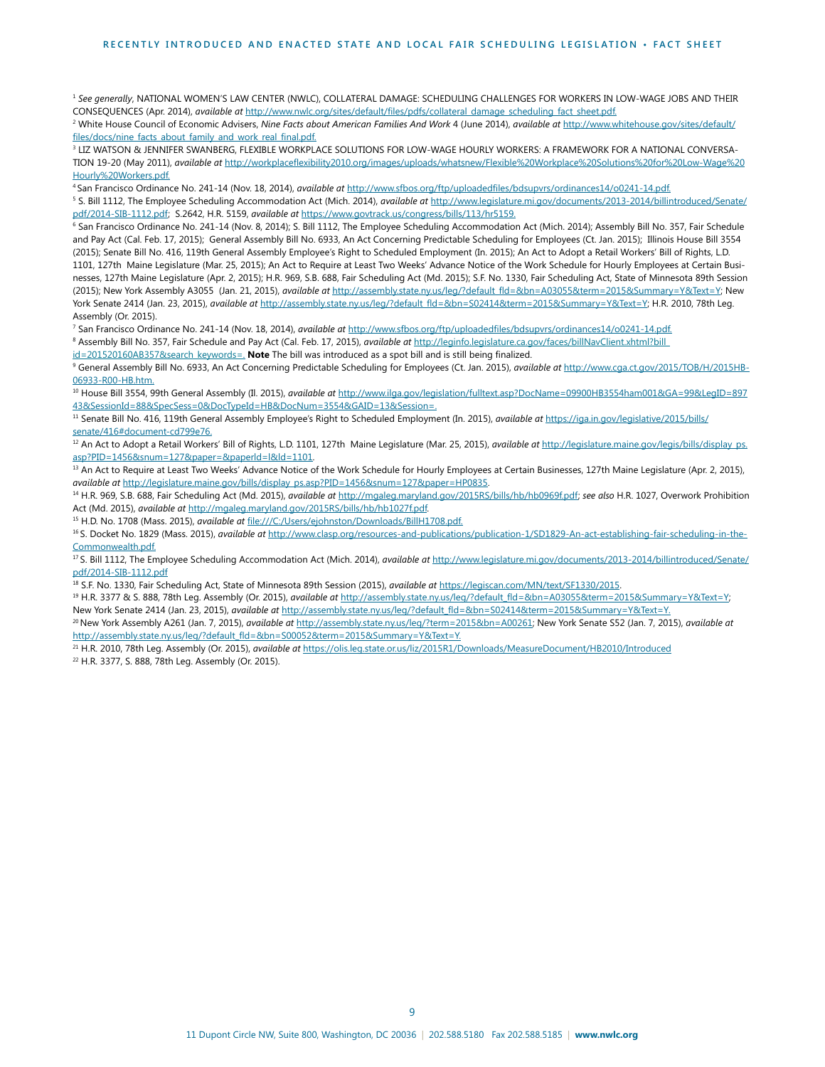[1] *See generally*, NATIONAL WOMEN'S LAW CENTER (NWLC), COLLATERAL DAMAGE: SCHEDULING CHALLENGES FOR WORKERS IN LOW-WAGE JOBS AND THEIR CONSEQUENCES (Apr. 2014), *available at* http://www.nwlc.org/sites/default/files/pdfs/collateral_damage_scheduling_fact_sheet.pdf.

[2] White House Council of Economic Advisers, *Nine Facts about American Families And Work* 4 (June 2014), *available at* http://www.whitehouse.gov/sites/default/files/docs/nine_facts_about_family_and_work_real_final.pdf.

[3] LIZ WATSON & JENNIFER SWANBERG, FLEXIBLE WORKPLACE SOLUTIONS FOR LOW-WAGE HOURLY WORKERS: A FRAMEWORK FOR A NATIONAL CONVERSATION 19-20 (May 2011), *available at* http://workplaceflexibility2010.org/images/uploads/whatsnew/Flexible%20Workplace%20Solutions%20for%20Low-Wage%20Hourly%20Workers.pdf.

[4] San Francisco Ordinance No. 241-14 (Nov. 18, 2014), *available at* http://www.sfbos.org/ftp/uploadedfiles/bdsupvrs/ordinances14/o0241-14.pdf.

[5] S. Bill 1112, The Employee Scheduling Accommodation Act (Mich. 2014), *available at* http://www.legislature.mi.gov/documents/2013-2014/billintroduced/Senate/pdf/2014-SIB-1112.pdf; S.2642, H.R. 5159, *available at* https://www.govtrack.us/congress/bills/113/hr5159.

[6] San Francisco Ordinance No. 241-14 (Nov. 8, 2014); S. Bill 1112, The Employee Scheduling Accommodation Act (Mich. 2014); Assembly Bill No. 357, Fair Schedule and Pay Act (Cal. Feb. 17, 2015); General Assembly Bill No. 6933, An Act Concerning Predictable Scheduling for Employees (Ct. Jan. 2015); Illinois House Bill 3554 (2015); Senate Bill No. 416, 119th General Assembly Employee's Right to Scheduled Employment (In. 2015); An Act to Adopt a Retail Workers' Bill of Rights, L.D. 1101, 127th Maine Legislature (Mar. 25, 2015); An Act to Require at Least Two Weeks' Advance Notice of the Work Schedule for Hourly Employees at Certain Businesses, 127th Maine Legislature (Apr. 2, 2015); H.R. 969, S.B. 688, Fair Scheduling Act (Md. 2015); S.F. No. 1330, Fair Scheduling Act, State of Minnesota 89th Session (2015); New York Assembly A3055 (Jan. 21, 2015), *available at* http://assembly.state.ny.us/leg/?default_fld=&bn=A03055&term=2015&Summary=Y&Text=Y; New York Senate 2414 (Jan. 23, 2015), *available at* http://assembly.state.ny.us/leg/?default_fld=&bn=S02414&term=2015&Summary=Y&Text=Y; H.R. 2010, 78th Leg. Assembly (Or. 2015).

[7] San Francisco Ordinance No. 241-14 (Nov. 18, 2014), *available at* http://www.sfbos.org/ftp/uploadedfiles/bdsupvrs/ordinances14/o0241-14.pdf.

[8] Assembly Bill No. 357, Fair Schedule and Pay Act (Cal. Feb. 17, 2015), *available at* http://leginfo.legislature.ca.gov/faces/billNavClient.xhtml?bill_id=201520160AB357&search_keywords=. **Note** The bill was introduced as a spot bill and is still being finalized.

[9] General Assembly Bill No. 6933, An Act Concerning Predictable Scheduling for Employees (Ct. Jan. 2015), *available at* http://www.cga.ct.gov/2015/TOB/H/2015HB-06933-R00-HB.htm.

[10] House Bill 3554, 99th General Assembly (Il. 2015), *available at* http://www.ilga.gov/legislation/fulltext.asp?DocName=09900HB3554ham001&GA=99&LegID=89743&SessionId=88&SpecSess=0&DocTypeId=HB&DocNum=3554&GAID=13&Session=.

[11] Senate Bill No. 416, 119th General Assembly Employee's Right to Scheduled Employment (In. 2015), *available at* https://iga.in.gov/legislative/2015/bills/senate/416#document-cd799e76.

[12] An Act to Adopt a Retail Workers' Bill of Rights, L.D. 1101, 127th Maine Legislature (Mar. 25, 2015), *available at* http://legislature.maine.gov/legis/bills/display_ps.asp?PID=1456&snum=127&paper=&paperld=l&ld=1101.

[13] An Act to Require at Least Two Weeks' Advance Notice of the Work Schedule for Hourly Employees at Certain Businesses, 127th Maine Legislature (Apr. 2, 2015), *available at* http://legislature.maine.gov/bills/display_ps.asp?PID=1456&snum=127&paper=HP0835.

[14] H.R. 969, S.B. 688, Fair Scheduling Act (Md. 2015), *available at* http://mgaleg.maryland.gov/2015RS/bills/hb/hb0969f.pdf; *see also* H.R. 1027, Overwork Prohibition Act (Md. 2015), *available at* http://mgaleg.maryland.gov/2015RS/bills/hb/hb1027f.pdf.

[15] H.D. No. 1708 (Mass. 2015), *available at* file:///C:/Users/ejohnston/Downloads/BillH1708.pdf.

[16] S. Docket No. 1829 (Mass. 2015), *available at* http://www.clasp.org/resources-and-publications/publication-1/SD1829-An-act-establishing-fair-scheduling-in-the-Commonwealth.pdf.

[17] S. Bill 1112, The Employee Scheduling Accommodation Act (Mich. 2014), *available at* http://www.legislature.mi.gov/documents/2013-2014/billintroduced/Senate/pdf/2014-SIB-1112.pdf

[18] S.F. No. 1330, Fair Scheduling Act, State of Minnesota 89th Session (2015), *available at* https://legiscan.com/MN/text/SF1330/2015.

[19] H.R. 3377 & S. 888, 78th Leg. Assembly (Or. 2015), *available at* http://assembly.state.ny.us/leg/?default_fld=&bn=A03055&term=2015&Summary=Y&Text=Y; New York Senate 2414 (Jan. 23, 2015), *available at* http://assembly.state.ny.us/leg/?default_fld=&bn=S02414&term=2015&Summary=Y&Text=Y.

[20] New York Assembly A261 (Jan. 7, 2015), *available at* http://assembly.state.ny.us/leg/?term=2015&bn=A00261; New York Senate S52 (Jan. 7, 2015), *available at* http://assembly.state.ny.us/leg/?default_fld=&bn=S00052&term=2015&Summary=Y&Text=Y.

[21] H.R. 2010, 78th Leg. Assembly (Or. 2015), *available at* https://olis.leg.state.or.us/liz/2015R1/Downloads/MeasureDocument/HB2010/Introduced

[22] H.R. 3377, S. 888, 78th Leg. Assembly (Or. 2015).

11 Dupont Circle NW, Suite 800, Washington, DC 20036 | 202.588.5180 Fax 202.588.5185 | **www.nwlc.org**